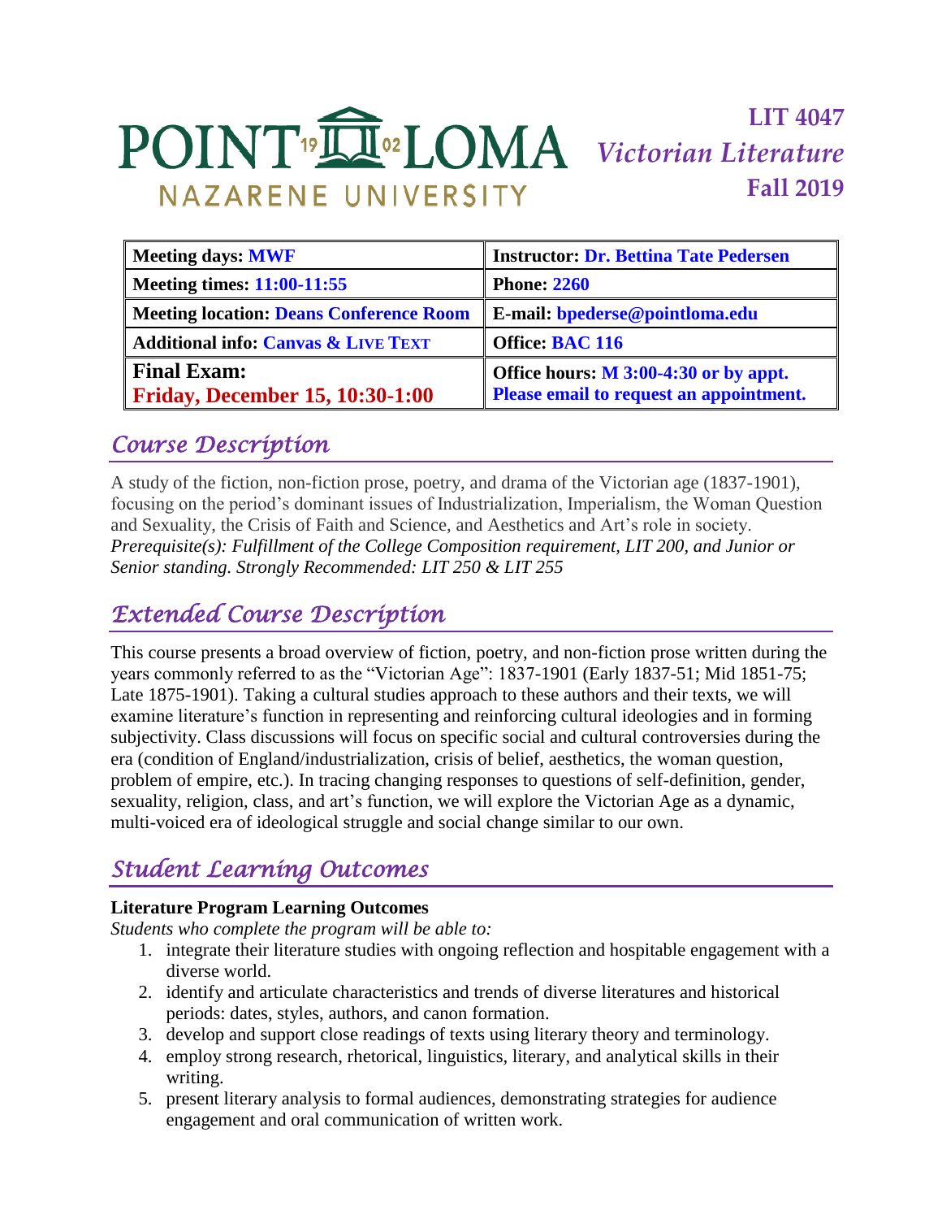POINT LOMA NAZARENE UNIVERSITY

# LIT 4047
# *Victorian Literature*
# Fall 2019

| Meeting days: MWF | Instructor: Dr. Bettina Tate Pedersen |
|---|---|
| Meeting times: 11:00-11:55 | Phone: 2260 |
| Meeting location: Deans Conference Room | E-mail: bpederse@pointloma.edu |
| Additional info: Canvas & LIVE TEXT | Office: BAC 116 |
| Final Exam: Friday, December 15, 10:30-1:00 | Office hours: M 3:00-4:30 or by appt. Please email to request an appointment. |

## *Course Description*

A study of the fiction, non-fiction prose, poetry, and drama of the Victorian age (1837-1901), focusing on the period's dominant issues of Industrialization, Imperialism, the Woman Question and Sexuality, the Crisis of Faith and Science, and Aesthetics and Art's role in society. *Prerequisite(s): Fulfillment of the College Composition requirement, LIT 200, and Junior or Senior standing. Strongly Recommended: LIT 250 & LIT 255*

## *Extended Course Description*

This course presents a broad overview of fiction, poetry, and non-fiction prose written during the years commonly referred to as the "Victorian Age": 1837-1901 (Early 1837-51; Mid 1851-75; Late 1875-1901). Taking a cultural studies approach to these authors and their texts, we will examine literature's function in representing and reinforcing cultural ideologies and in forming subjectivity. Class discussions will focus on specific social and cultural controversies during the era (condition of England/industrialization, crisis of belief, aesthetics, the woman question, problem of empire, etc.). In tracing changing responses to questions of self-definition, gender, sexuality, religion, class, and art's function, we will explore the Victorian Age as a dynamic, multi-voiced era of ideological struggle and social change similar to our own.

## *Student Learning Outcomes*

**Literature Program Learning Outcomes**

*Students who complete the program will be able to:*

1. integrate their literature studies with ongoing reflection and hospitable engagement with a diverse world.
2. identify and articulate characteristics and trends of diverse literatures and historical periods: dates, styles, authors, and canon formation.
3. develop and support close readings of texts using literary theory and terminology.
4. employ strong research, rhetorical, linguistics, literary, and analytical skills in their writing.
5. present literary analysis to formal audiences, demonstrating strategies for audience engagement and oral communication of written work.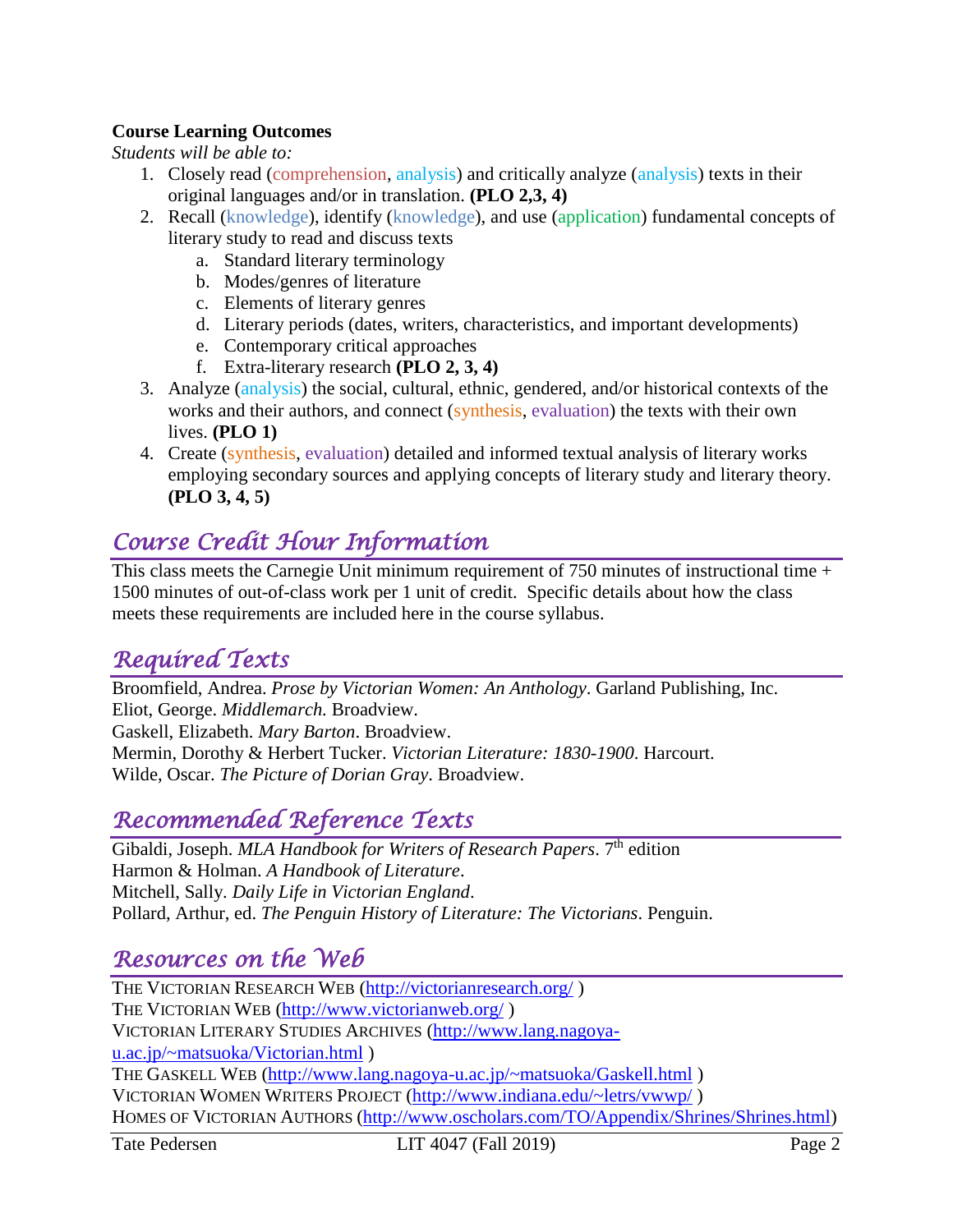**Course Learning Outcomes**

*Students will be able to:*

1. Closely read (comprehension, analysis) and critically analyze (analysis) texts in their original languages and/or in translation. **(PLO 2,3, 4)**
2. Recall (knowledge), identify (knowledge), and use (application) fundamental concepts of literary study to read and discuss texts
   a. Standard literary terminology
   b. Modes/genres of literature
   c. Elements of literary genres
   d. Literary periods (dates, writers, characteristics, and important developments)
   e. Contemporary critical approaches
   f. Extra-literary research **(PLO 2, 3, 4)**
3. Analyze (analysis) the social, cultural, ethnic, gendered, and/or historical contexts of the works and their authors, and connect (synthesis, evaluation) the texts with their own lives. **(PLO 1)**
4. Create (synthesis, evaluation) detailed and informed textual analysis of literary works employing secondary sources and applying concepts of literary study and literary theory. **(PLO 3, 4, 5)**

## *Course Credit Hour Information*

This class meets the Carnegie Unit minimum requirement of 750 minutes of instructional time + 1500 minutes of out-of-class work per 1 unit of credit. Specific details about how the class meets these requirements are included here in the course syllabus.

## *Required Texts*

Broomfield, Andrea. *Prose by Victorian Women: An Anthology*. Garland Publishing, Inc.
Eliot, George. *Middlemarch.* Broadview.
Gaskell, Elizabeth. *Mary Barton*. Broadview.
Mermin, Dorothy & Herbert Tucker. *Victorian Literature: 1830-1900*. Harcourt.
Wilde, Oscar. *The Picture of Dorian Gray*. Broadview.

## *Recommended Reference Texts*

Gibaldi, Joseph. *MLA Handbook for Writers of Research Papers*. 7th edition
Harmon & Holman. *A Handbook of Literature*.
Mitchell, Sally. *Daily Life in Victorian England*.
Pollard, Arthur, ed. *The Penguin History of Literature: The Victorians*. Penguin.

## *Resources on the Web*

THE VICTORIAN RESEARCH WEB (http://victorianresearch.org/ )
THE VICTORIAN WEB (http://www.victorianweb.org/ )
VICTORIAN LITERARY STUDIES ARCHIVES (http://www.lang.nagoya-u.ac.jp/~matsuoka/Victorian.html )
THE GASKELL WEB (http://www.lang.nagoya-u.ac.jp/~matsuoka/Gaskell.html )
VICTORIAN WOMEN WRITERS PROJECT (http://www.indiana.edu/~letrs/vwwp/ )
HOMES OF VICTORIAN AUTHORS (http://www.oscholars.com/TO/Appendix/Shrines/Shrines.html)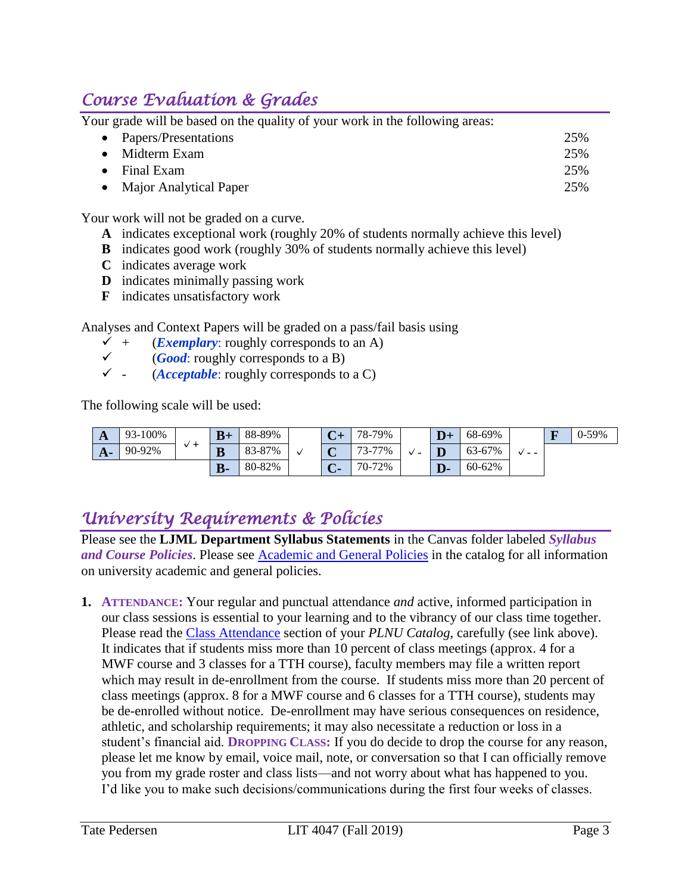## *Course Evaluation & Grades*

Your grade will be based on the quality of your work in the following areas:

- Papers/Presentations 25%
- Midterm Exam 25%
- Final Exam 25%
- Major Analytical Paper 25%

Your work will not be graded on a curve.

- **A** indicates exceptional work (roughly 20% of students normally achieve this level)
- **B** indicates good work (roughly 30% of students normally achieve this level)
- **C** indicates average work
- **D** indicates minimally passing work
- **F** indicates unsatisfactory work

Analyses and Context Papers will be graded on a pass/fail basis using

- ✓ + (***Exemplary***: roughly corresponds to an A)
- ✓ (***Good***: roughly corresponds to a B)
- ✓ - (***Acceptable***: roughly corresponds to a C)

The following scale will be used:

| | | | | | | | | | | | | | | |
|---|---|---|---|---|---|---|---|---|---|---|---|---|---|---|
| **A** | 93-100% | ✓+ | **B+** | 88-89% | ✓ | **C+** | 78-79% | ✓ - | **D+** | 68-69% | ✓ - - | **F** | 0-59% | |
| **A-** | 90-92% | | **B** | 83-87% | | **C** | 73-77% | | **D** | 63-67% | | | | |
| | | | **B-** | 80-82% | | **C-** | 70-72% | | **D-** | 60-62% | | | | |

## *University Requirements & Policies*

Please see the **LJML Department Syllabus Statements** in the Canvas folder labeled ***Syllabus and Course Policies***. Please see Academic and General Policies in the catalog for all information on university academic and general policies.

1. **ATTENDANCE:** Your regular and punctual attendance *and* active, informed participation in our class sessions is essential to your learning and to the vibrancy of our class time together. Please read the Class Attendance section of your *PLNU Catalog*, carefully (see link above). It indicates that if students miss more than 10 percent of class meetings (approx. 4 for a MWF course and 3 classes for a TTH course), faculty members may file a written report which may result in de-enrollment from the course. If students miss more than 20 percent of class meetings (approx. 8 for a MWF course and 6 classes for a TTH course), students may be de-enrolled without notice. De-enrollment may have serious consequences on residence, athletic, and scholarship requirements; it may also necessitate a reduction or loss in a student's financial aid. **DROPPING CLASS:** If you do decide to drop the course for any reason, please let me know by email, voice mail, note, or conversation so that I can officially remove you from my grade roster and class lists—and not worry about what has happened to you. I'd like you to make such decisions/communications during the first four weeks of classes.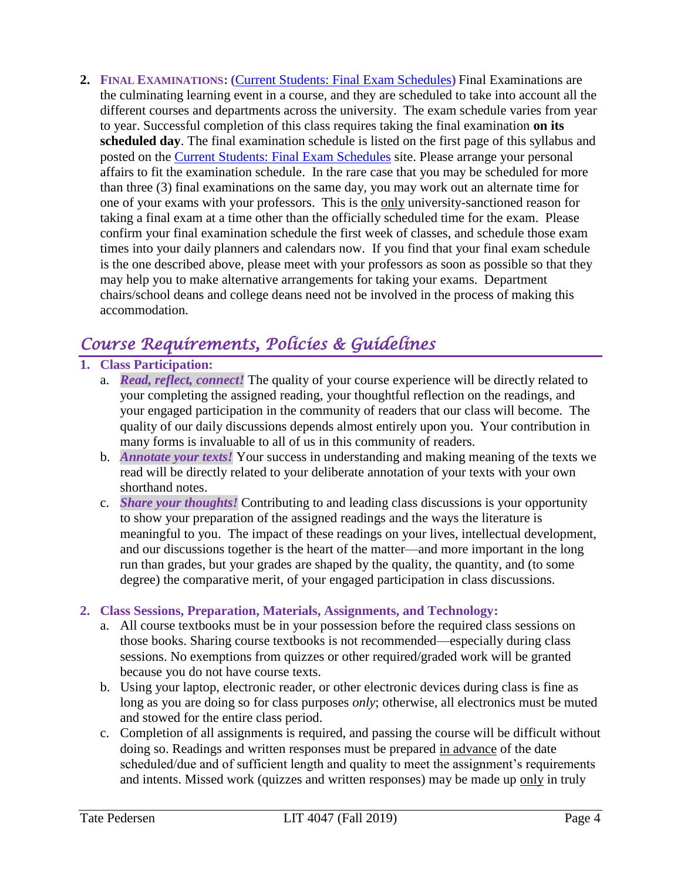2. **FINAL EXAMINATIONS: (**[Current Students: Final Exam Schedules](#)**)** Final Examinations are the culminating learning event in a course, and they are scheduled to take into account all the different courses and departments across the university. The exam schedule varies from year to year. Successful completion of this class requires taking the final examination **on its scheduled day**. The final examination schedule is listed on the first page of this syllabus and posted on the [Current Students: Final Exam Schedules](#) site. Please arrange your personal affairs to fit the examination schedule. In the rare case that you may be scheduled for more than three (3) final examinations on the same day, you may work out an alternate time for one of your exams with your professors. This is the only university-sanctioned reason for taking a final exam at a time other than the officially scheduled time for the exam. Please confirm your final examination schedule the first week of classes, and schedule those exam times into your daily planners and calendars now. If you find that your final exam schedule is the one described above, please meet with your professors as soon as possible so that they may help you to make alternative arrangements for taking your exams. Department chairs/school deans and college deans need not be involved in the process of making this accommodation.

## *Course Requirements, Policies & Guidelines*

1. **Class Participation:**
   a. ***Read, reflect, connect!*** The quality of your course experience will be directly related to your completing the assigned reading, your thoughtful reflection on the readings, and your engaged participation in the community of readers that our class will become. The quality of our daily discussions depends almost entirely upon you. Your contribution in many forms is invaluable to all of us in this community of readers.
   b. ***Annotate your texts!*** Your success in understanding and making meaning of the texts we read will be directly related to your deliberate annotation of your texts with your own shorthand notes.
   c. ***Share your thoughts!*** Contributing to and leading class discussions is your opportunity to show your preparation of the assigned readings and the ways the literature is meaningful to you. The impact of these readings on your lives, intellectual development, and our discussions together is the heart of the matter—and more important in the long run than grades, but your grades are shaped by the quality, the quantity, and (to some degree) the comparative merit, of your engaged participation in class discussions.

2. **Class Sessions, Preparation, Materials, Assignments, and Technology:**
   a. All course textbooks must be in your possession before the required class sessions on those books. Sharing course textbooks is not recommended—especially during class sessions. No exemptions from quizzes or other required/graded work will be granted because you do not have course texts.
   b. Using your laptop, electronic reader, or other electronic devices during class is fine as long as you are doing so for class purposes *only*; otherwise, all electronics must be muted and stowed for the entire class period.
   c. Completion of all assignments is required, and passing the course will be difficult without doing so. Readings and written responses must be prepared in advance of the date scheduled/due and of sufficient length and quality to meet the assignment's requirements and intents. Missed work (quizzes and written responses) may be made up only in truly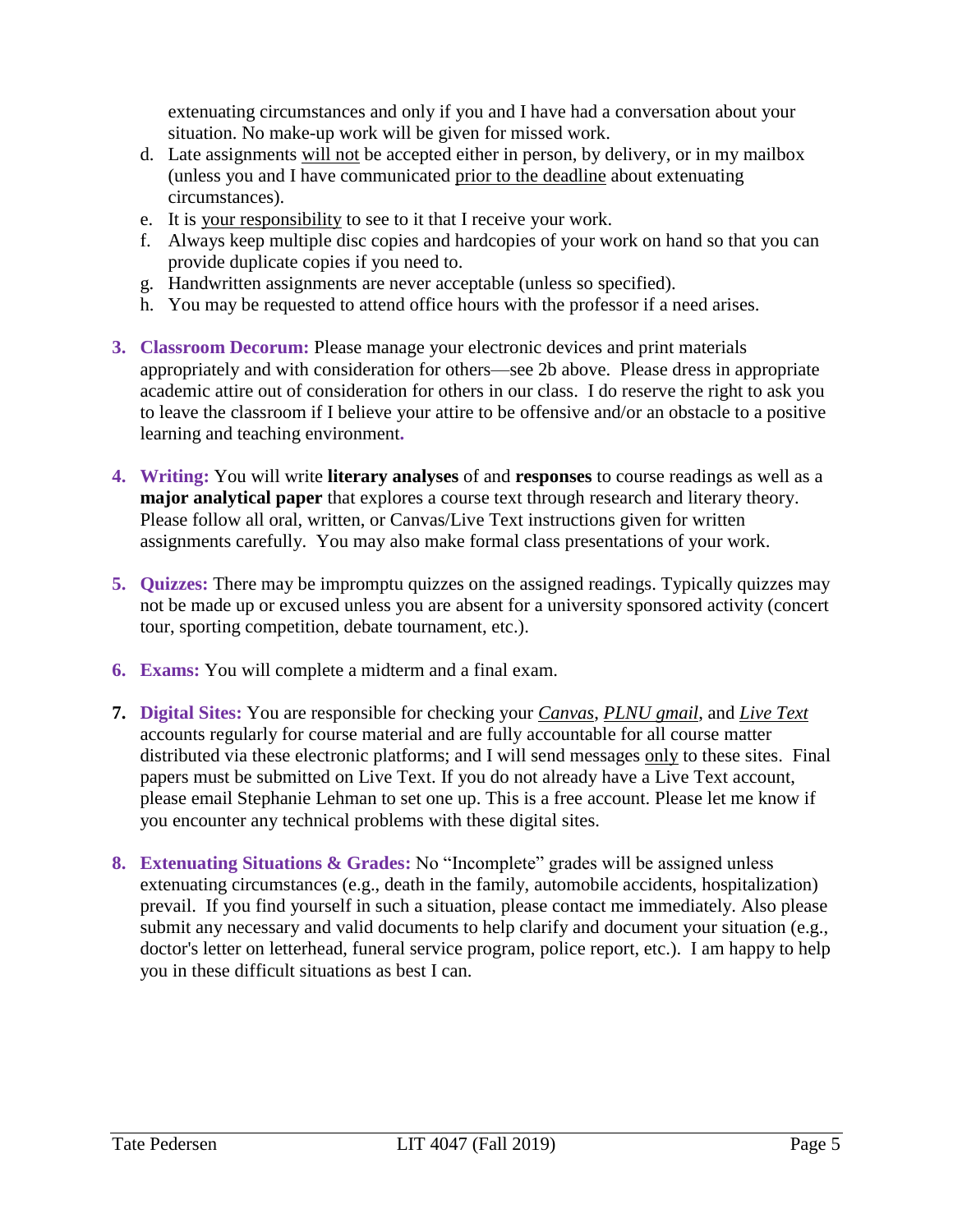extenuating circumstances and only if you and I have had a conversation about your situation. No make-up work will be given for missed work.

d. Late assignments <u>will not</u> be accepted either in person, by delivery, or in my mailbox (unless you and I have communicated <u>prior to the deadline</u> about extenuating circumstances).
e. It is <u>your responsibility</u> to see to it that I receive your work.
f. Always keep multiple disc copies and hardcopies of your work on hand so that you can provide duplicate copies if you need to.
g. Handwritten assignments are never acceptable (unless so specified).
h. You may be requested to attend office hours with the professor if a need arises.

3. **Classroom Decorum:** Please manage your electronic devices and print materials appropriately and with consideration for others—see 2b above. Please dress in appropriate academic attire out of consideration for others in our class. I do reserve the right to ask you to leave the classroom if I believe your attire to be offensive and/or an obstacle to a positive learning and teaching environment.

4. **Writing:** You will write **literary analyses** of and **responses** to course readings as well as a **major analytical paper** that explores a course text through research and literary theory. Please follow all oral, written, or Canvas/Live Text instructions given for written assignments carefully. You may also make formal class presentations of your work.

5. **Quizzes:** There may be impromptu quizzes on the assigned readings. Typically quizzes may not be made up or excused unless you are absent for a university sponsored activity (concert tour, sporting competition, debate tournament, etc.).

6. **Exams:** You will complete a midterm and a final exam.

7. **Digital Sites:** You are responsible for checking your <u>*Canvas*</u>, <u>*PLNU gmail*</u>, and <u>*Live Text*</u> accounts regularly for course material and are fully accountable for all course matter distributed via these electronic platforms; and I will send messages <u>only</u> to these sites. Final papers must be submitted on Live Text. If you do not already have a Live Text account, please email Stephanie Lehman to set one up. This is a free account. Please let me know if you encounter any technical problems with these digital sites.

8. **Extenuating Situations & Grades:** No "Incomplete" grades will be assigned unless extenuating circumstances (e.g., death in the family, automobile accidents, hospitalization) prevail. If you find yourself in such a situation, please contact me immediately. Also please submit any necessary and valid documents to help clarify and document your situation (e.g., doctor's letter on letterhead, funeral service program, police report, etc.). I am happy to help you in these difficult situations as best I can.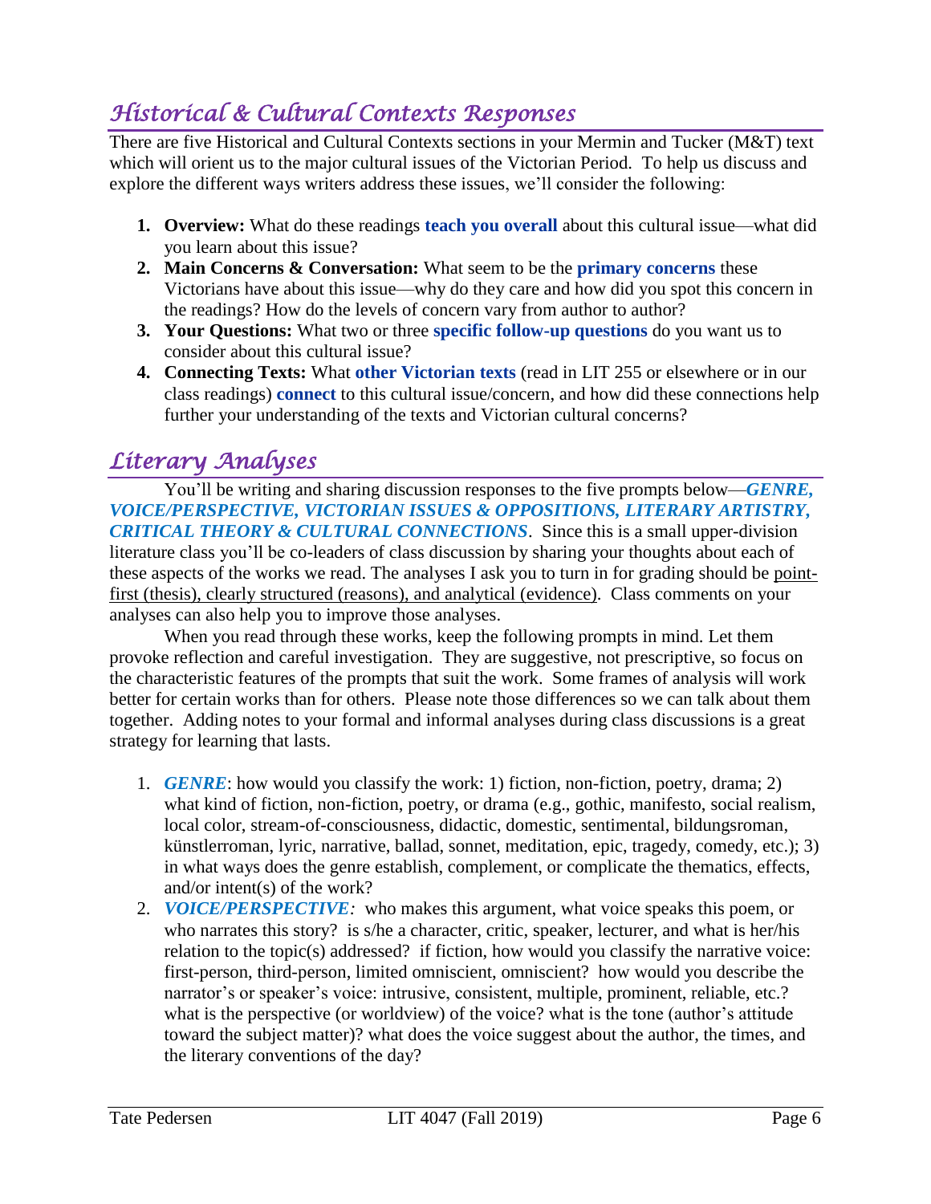## *Historical & Cultural Contexts Responses*

There are five Historical and Cultural Contexts sections in your Mermin and Tucker (M&T) text which will orient us to the major cultural issues of the Victorian Period. To help us discuss and explore the different ways writers address these issues, we'll consider the following:

1. **Overview:** What do these readings **teach you overall** about this cultural issue—what did you learn about this issue?
2. **Main Concerns & Conversation:** What seem to be the **primary concerns** these Victorians have about this issue—why do they care and how did you spot this concern in the readings? How do the levels of concern vary from author to author?
3. **Your Questions:** What two or three **specific follow-up questions** do you want us to consider about this cultural issue?
4. **Connecting Texts:** What **other Victorian texts** (read in LIT 255 or elsewhere or in our class readings) **connect** to this cultural issue/concern, and how did these connections help further your understanding of the texts and Victorian cultural concerns?

## *Literary Analyses*

You'll be writing and sharing discussion responses to the five prompts below—***GENRE, VOICE/PERSPECTIVE, VICTORIAN ISSUES & OPPOSITIONS, LITERARY ARTISTRY, CRITICAL THEORY & CULTURAL CONNECTIONS***. Since this is a small upper-division literature class you'll be co-leaders of class discussion by sharing your thoughts about each of these aspects of the works we read. The analyses I ask you to turn in for grading should be point-first (thesis), clearly structured (reasons), and analytical (evidence). Class comments on your analyses can also help you to improve those analyses.

When you read through these works, keep the following prompts in mind. Let them provoke reflection and careful investigation. They are suggestive, not prescriptive, so focus on the characteristic features of the prompts that suit the work. Some frames of analysis will work better for certain works than for others. Please note those differences so we can talk about them together. Adding notes to your formal and informal analyses during class discussions is a great strategy for learning that lasts.

1. ***GENRE***: how would you classify the work: 1) fiction, non-fiction, poetry, drama; 2) what kind of fiction, non-fiction, poetry, or drama (e.g., gothic, manifesto, social realism, local color, stream-of-consciousness, didactic, domestic, sentimental, bildungsroman, künstlerroman, lyric, narrative, ballad, sonnet, meditation, epic, tragedy, comedy, etc.); 3) in what ways does the genre establish, complement, or complicate the thematics, effects, and/or intent(s) of the work?
2. ***VOICE/PERSPECTIVE:*** who makes this argument, what voice speaks this poem, or who narrates this story? is s/he a character, critic, speaker, lecturer, and what is her/his relation to the topic(s) addressed? if fiction, how would you classify the narrative voice: first-person, third-person, limited omniscient, omniscient? how would you describe the narrator's or speaker's voice: intrusive, consistent, multiple, prominent, reliable, etc.? what is the perspective (or worldview) of the voice? what is the tone (author's attitude toward the subject matter)? what does the voice suggest about the author, the times, and the literary conventions of the day?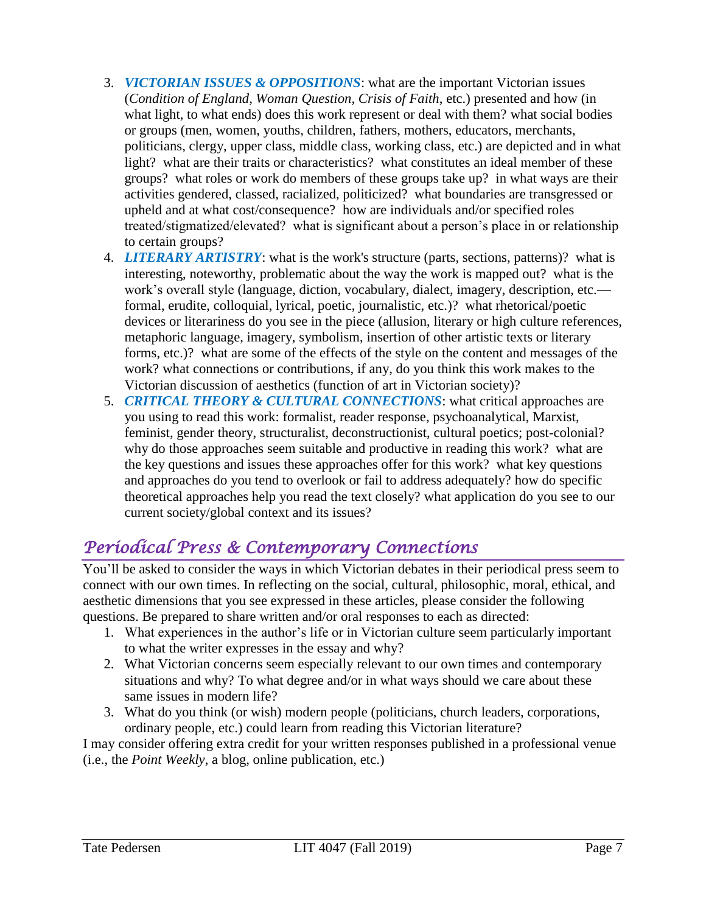3. ***VICTORIAN ISSUES & OPPOSITIONS***: what are the important Victorian issues (*Condition of England, Woman Question, Crisis of Faith*, etc.) presented and how (in what light, to what ends) does this work represent or deal with them? what social bodies or groups (men, women, youths, children, fathers, mothers, educators, merchants, politicians, clergy, upper class, middle class, working class, etc.) are depicted and in what light? what are their traits or characteristics? what constitutes an ideal member of these groups? what roles or work do members of these groups take up? in what ways are their activities gendered, classed, racialized, politicized? what boundaries are transgressed or upheld and at what cost/consequence? how are individuals and/or specified roles treated/stigmatized/elevated? what is significant about a person's place in or relationship to certain groups?
4. ***LITERARY ARTISTRY***: what is the work's structure (parts, sections, patterns)? what is interesting, noteworthy, problematic about the way the work is mapped out? what is the work's overall style (language, diction, vocabulary, dialect, imagery, description, etc.—formal, erudite, colloquial, lyrical, poetic, journalistic, etc.)? what rhetorical/poetic devices or literariness do you see in the piece (allusion, literary or high culture references, metaphoric language, imagery, symbolism, insertion of other artistic texts or literary forms, etc.)? what are some of the effects of the style on the content and messages of the work? what connections or contributions, if any, do you think this work makes to the Victorian discussion of aesthetics (function of art in Victorian society)?
5. ***CRITICAL THEORY & CULTURAL CONNECTIONS***: what critical approaches are you using to read this work: formalist, reader response, psychoanalytical, Marxist, feminist, gender theory, structuralist, deconstructionist, cultural poetics; post-colonial? why do those approaches seem suitable and productive in reading this work? what are the key questions and issues these approaches offer for this work? what key questions and approaches do you tend to overlook or fail to address adequately? how do specific theoretical approaches help you read the text closely? what application do you see to our current society/global context and its issues?

## *Periodical Press & Contemporary Connections*

You'll be asked to consider the ways in which Victorian debates in their periodical press seem to connect with our own times. In reflecting on the social, cultural, philosophic, moral, ethical, and aesthetic dimensions that you see expressed in these articles, please consider the following questions. Be prepared to share written and/or oral responses to each as directed:

1. What experiences in the author's life or in Victorian culture seem particularly important to what the writer expresses in the essay and why?
2. What Victorian concerns seem especially relevant to our own times and contemporary situations and why? To what degree and/or in what ways should we care about these same issues in modern life?
3. What do you think (or wish) modern people (politicians, church leaders, corporations, ordinary people, etc.) could learn from reading this Victorian literature?

I may consider offering extra credit for your written responses published in a professional venue (i.e., the *Point Weekly*, a blog, online publication, etc.)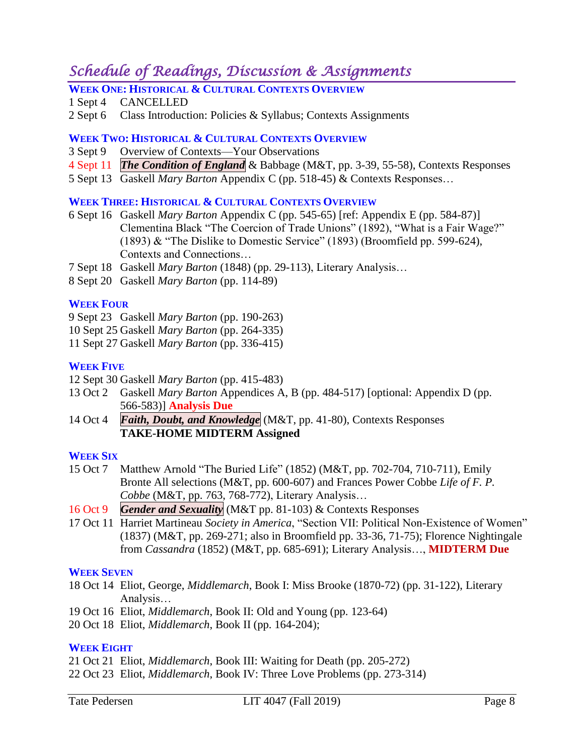## *Schedule of Readings, Discussion & Assignments*

### WEEK ONE: HISTORICAL & CULTURAL CONTEXTS OVERVIEW

1 Sept 4 CANCELLED
2 Sept 6 Class Introduction: Policies & Syllabus; Contexts Assignments

### WEEK TWO: HISTORICAL & CULTURAL CONTEXTS OVERVIEW

3 Sept 9 Overview of Contexts—Your Observations
4 Sept 11 ***The Condition of England*** & Babbage (M&T, pp. 3-39, 55-58), Contexts Responses
5 Sept 13 Gaskell *Mary Barton* Appendix C (pp. 518-45) & Contexts Responses…

### WEEK THREE: HISTORICAL & CULTURAL CONTEXTS OVERVIEW

6 Sept 16 Gaskell *Mary Barton* Appendix C (pp. 545-65) [ref: Appendix E (pp. 584-87)] Clementina Black "The Coercion of Trade Unions" (1892), "What is a Fair Wage?" (1893) & "The Dislike to Domestic Service" (1893) (Broomfield pp. 599-624), Contexts and Connections…
7 Sept 18 Gaskell *Mary Barton* (1848) (pp. 29-113), Literary Analysis…
8 Sept 20 Gaskell *Mary Barton* (pp. 114-89)

### WEEK FOUR

9 Sept 23 Gaskell *Mary Barton* (pp. 190-263)
10 Sept 25 Gaskell *Mary Barton* (pp. 264-335)
11 Sept 27 Gaskell *Mary Barton* (pp. 336-415)

### WEEK FIVE

12 Sept 30 Gaskell *Mary Barton* (pp. 415-483)
13 Oct 2 Gaskell *Mary Barton* Appendices A, B (pp. 484-517) [optional: Appendix D (pp. 566-583)] **Analysis Due**
14 Oct 4 ***Faith, Doubt, and Knowledge*** (M&T, pp. 41-80), Contexts Responses
**TAKE-HOME MIDTERM Assigned**

### WEEK SIX

15 Oct 7 Matthew Arnold "The Buried Life" (1852) (M&T, pp. 702-704, 710-711), Emily Bronte All selections (M&T, pp. 600-607) and Frances Power Cobbe *Life of F. P. Cobbe* (M&T, pp. 763, 768-772), Literary Analysis…
16 Oct 9 ***Gender and Sexuality*** (M&T pp. 81-103) & Contexts Responses
17 Oct 11 Harriet Martineau *Society in America*, "Section VII: Political Non-Existence of Women" (1837) (M&T, pp. 269-271; also in Broomfield pp. 33-36, 71-75); Florence Nightingale from *Cassandra* (1852) (M&T, pp. 685-691); Literary Analysis…, **MIDTERM Due**

### WEEK SEVEN

18 Oct 14 Eliot, George, *Middlemarch*, Book I: Miss Brooke (1870-72) (pp. 31-122), Literary Analysis…
19 Oct 16 Eliot, *Middlemarch*, Book II: Old and Young (pp. 123-64)
20 Oct 18 Eliot, *Middlemarch*, Book II (pp. 164-204);

### WEEK EIGHT

21 Oct 21 Eliot, *Middlemarch*, Book III: Waiting for Death (pp. 205-272)
22 Oct 23 Eliot, *Middlemarch*, Book IV: Three Love Problems (pp. 273-314)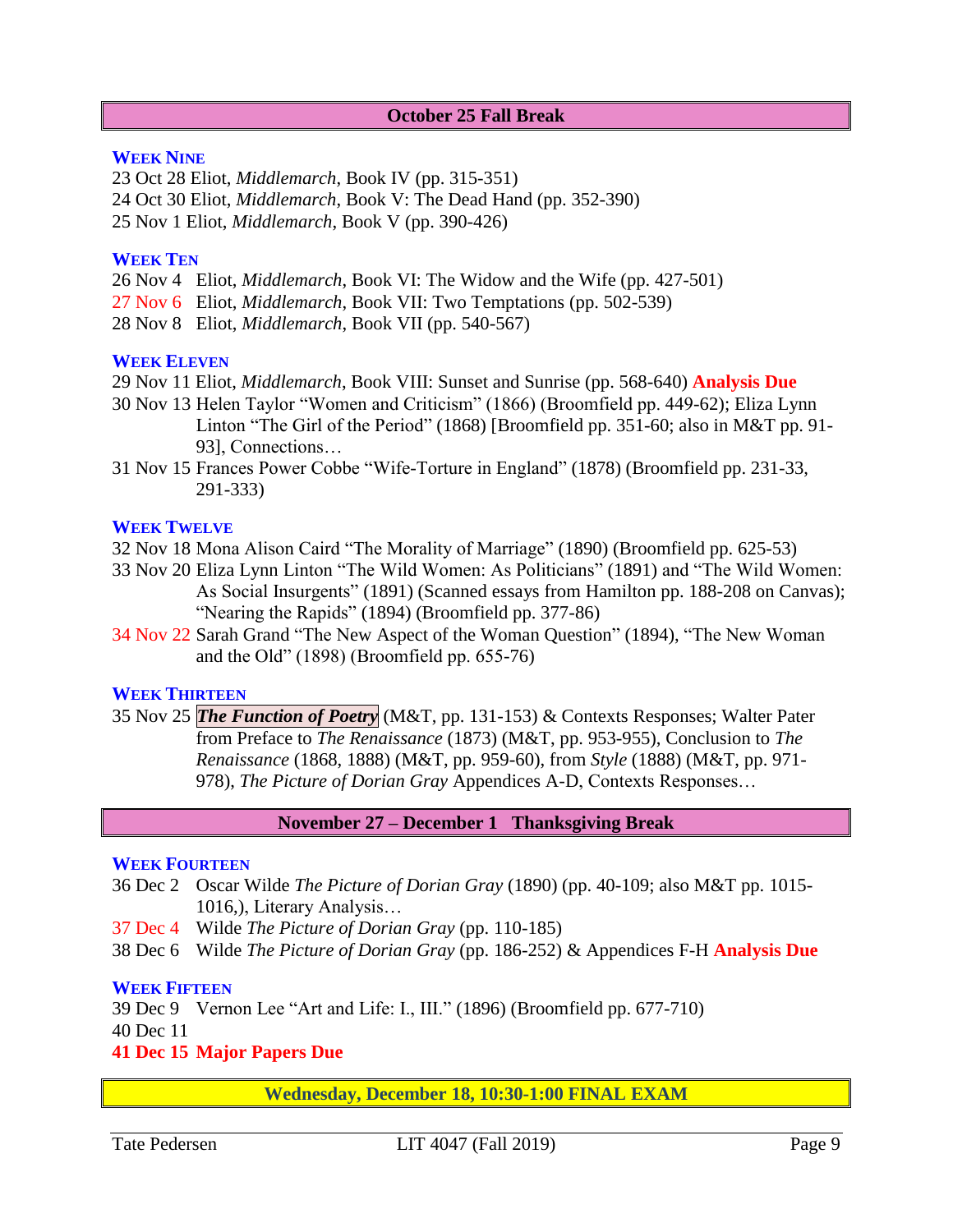**October 25 Fall Break**

### Week Nine

23 Oct 28 Eliot, *Middlemarch*, Book IV (pp. 315-351)
24 Oct 30 Eliot, *Middlemarch*, Book V: The Dead Hand (pp. 352-390)
25 Nov 1 Eliot, *Middlemarch*, Book V (pp. 390-426)

### Week Ten

26 Nov 4 Eliot, *Middlemarch*, Book VI: The Widow and the Wife (pp. 427-501)
27 Nov 6 Eliot, *Middlemarch*, Book VII: Two Temptations (pp. 502-539)
28 Nov 8 Eliot, *Middlemarch*, Book VII (pp. 540-567)

### Week Eleven

29 Nov 11 Eliot, *Middlemarch*, Book VIII: Sunset and Sunrise (pp. 568-640) **Analysis Due**
30 Nov 13 Helen Taylor "Women and Criticism" (1866) (Broomfield pp. 449-62); Eliza Lynn Linton "The Girl of the Period" (1868) [Broomfield pp. 351-60; also in M&T pp. 91-93], Connections…
31 Nov 15 Frances Power Cobbe "Wife-Torture in England" (1878) (Broomfield pp. 231-33, 291-333)

### Week Twelve

32 Nov 18 Mona Alison Caird "The Morality of Marriage" (1890) (Broomfield pp. 625-53)
33 Nov 20 Eliza Lynn Linton "The Wild Women: As Politicians" (1891) and "The Wild Women: As Social Insurgents" (1891) (Scanned essays from Hamilton pp. 188-208 on Canvas); "Nearing the Rapids" (1894) (Broomfield pp. 377-86)
34 Nov 22 Sarah Grand "The New Aspect of the Woman Question" (1894), "The New Woman and the Old" (1898) (Broomfield pp. 655-76)

### Week Thirteen

35 Nov 25 ***The Function of Poetry*** (M&T, pp. 131-153) & Contexts Responses; Walter Pater from Preface to *The Renaissance* (1873) (M&T, pp. 953-955), Conclusion to *The Renaissance* (1868, 1888) (M&T, pp. 959-60), from *Style* (1888) (M&T, pp. 971-978), *The Picture of Dorian Gray* Appendices A-D, Contexts Responses…

**November 27 – December 1 Thanksgiving Break**

### Week Fourteen

36 Dec 2 Oscar Wilde *The Picture of Dorian Gray* (1890) (pp. 40-109; also M&T pp. 1015-1016,), Literary Analysis…
37 Dec 4 Wilde *The Picture of Dorian Gray* (pp. 110-185)
38 Dec 6 Wilde *The Picture of Dorian Gray* (pp. 186-252) & Appendices F-H **Analysis Due**

### Week Fifteen

39 Dec 9 Vernon Lee "Art and Life: I., III." (1896) (Broomfield pp. 677-710)
40 Dec 11
**41 Dec 15 Major Papers Due**

**Wednesday, December 18, 10:30-1:00 FINAL EXAM**